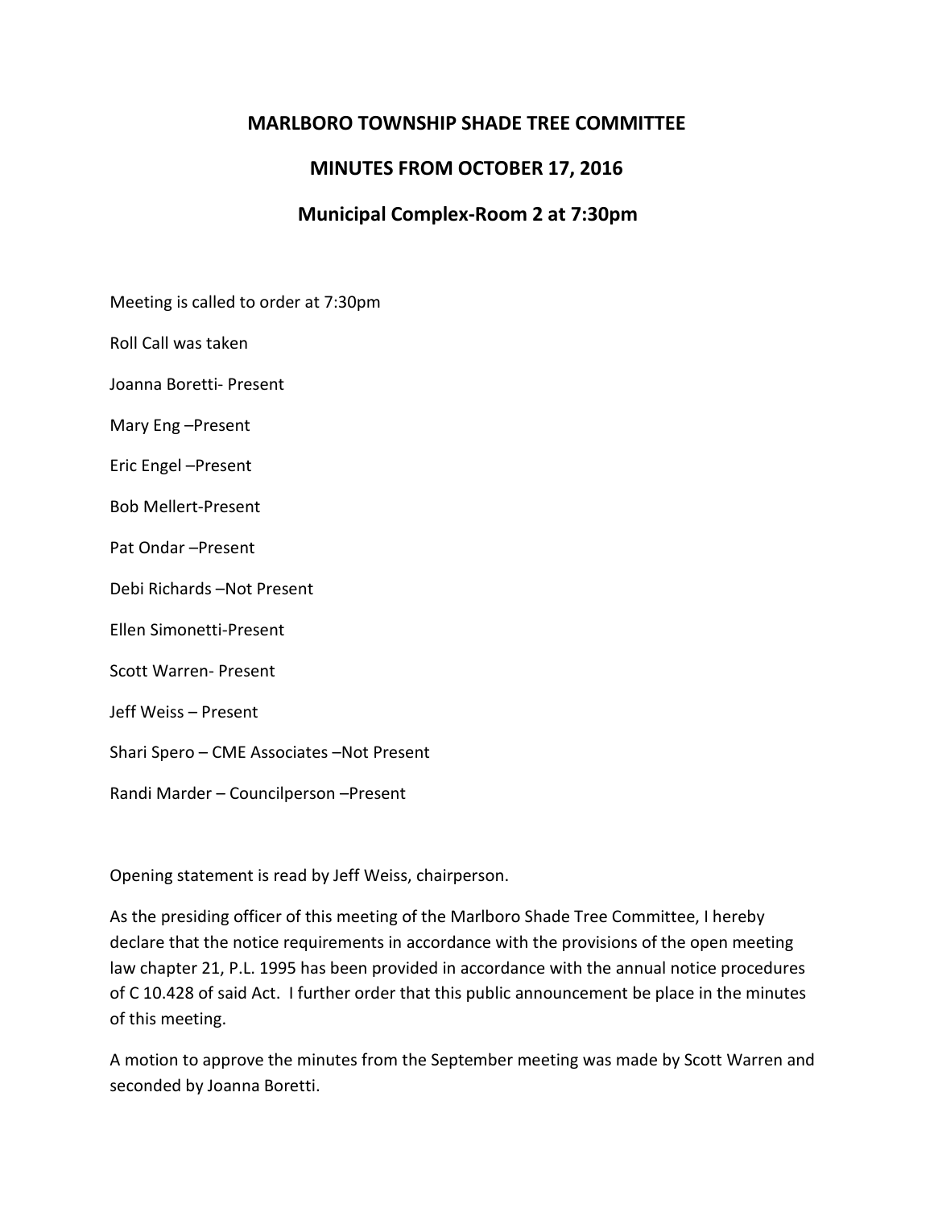# MARLBORO TOWNSHIP SHADE TREE COMMITTEE

## MINUTES FROM OCTOBER 17, 2016

## Municipal Complex-Room 2 at 7:30pm

Meeting is called to order at 7:30pm

Roll Call was taken

Joanna Boretti- Present

Mary Eng –Present

Eric Engel –Present

Bob Mellert-Present

Pat Ondar –Present

Debi Richards –Not Present

Ellen Simonetti-Present

Scott Warren- Present

Jeff Weiss – Present

Shari Spero – CME Associates –Not Present

Randi Marder – Councilperson –Present

Opening statement is read by Jeff Weiss, chairperson.

As the presiding officer of this meeting of the Marlboro Shade Tree Committee, I hereby declare that the notice requirements in accordance with the provisions of the open meeting law chapter 21, P.L. 1995 has been provided in accordance with the annual notice procedures of C 10.428 of said Act. I further order that this public announcement be place in the minutes of this meeting.

A motion to approve the minutes from the September meeting was made by Scott Warren and seconded by Joanna Boretti.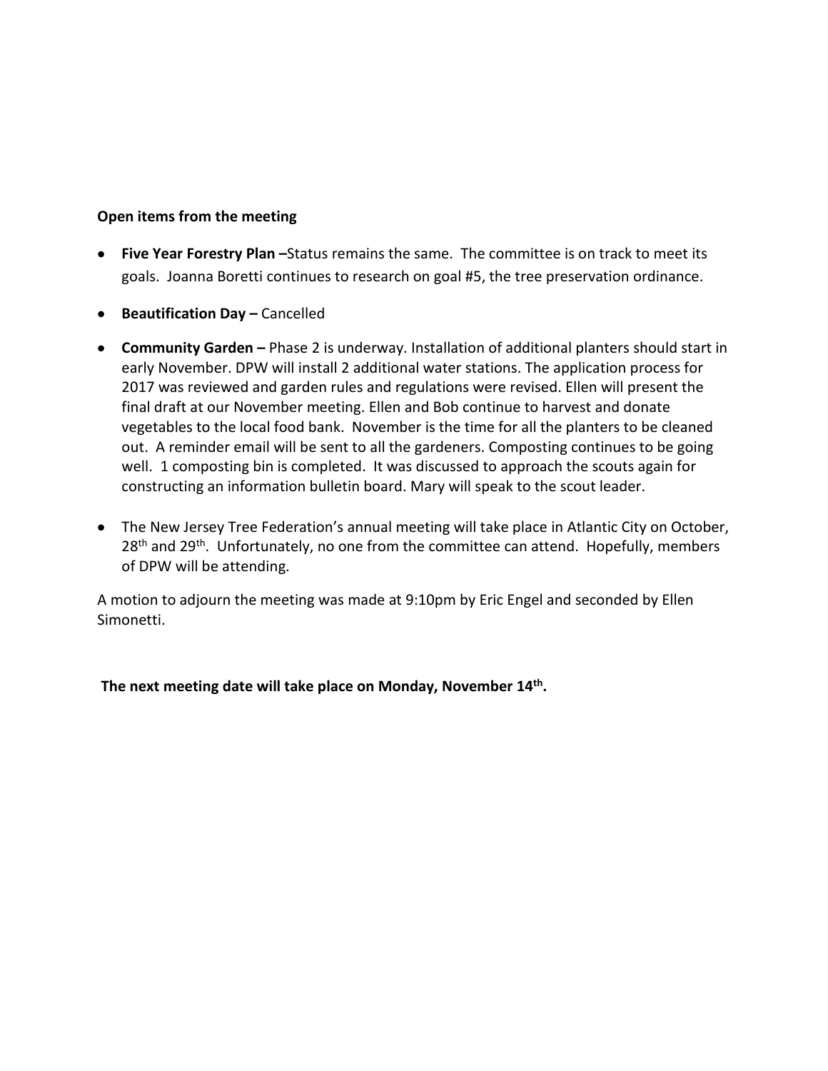**Open items from the meeting**

- **Five Year Forestry Plan –**Status remains the same. The committee is on track to meet its goals. Joanna Boretti continues to research on goal #5, the tree preservation ordinance.
- **Beautification Day –** Cancelled
- **Community Garden –** Phase 2 is underway. Installation of additional planters should start in early November. DPW will install 2 additional water stations. The application process for 2017 was reviewed and garden rules and regulations were revised. Ellen will present the final draft at our November meeting. Ellen and Bob continue to harvest and donate vegetables to the local food bank. November is the time for all the planters to be cleaned out. A reminder email will be sent to all the gardeners. Composting continues to be going well. 1 composting bin is completed. It was discussed to approach the scouts again for constructing an information bulletin board. Mary will speak to the scout leader.
- The New Jersey Tree Federation's annual meeting will take place in Atlantic City on October, 28th and 29th. Unfortunately, no one from the committee can attend. Hopefully, members of DPW will be attending.

A motion to adjourn the meeting was made at 9:10pm by Eric Engel and seconded by Ellen Simonetti.

**The next meeting date will take place on Monday, November 14th.**